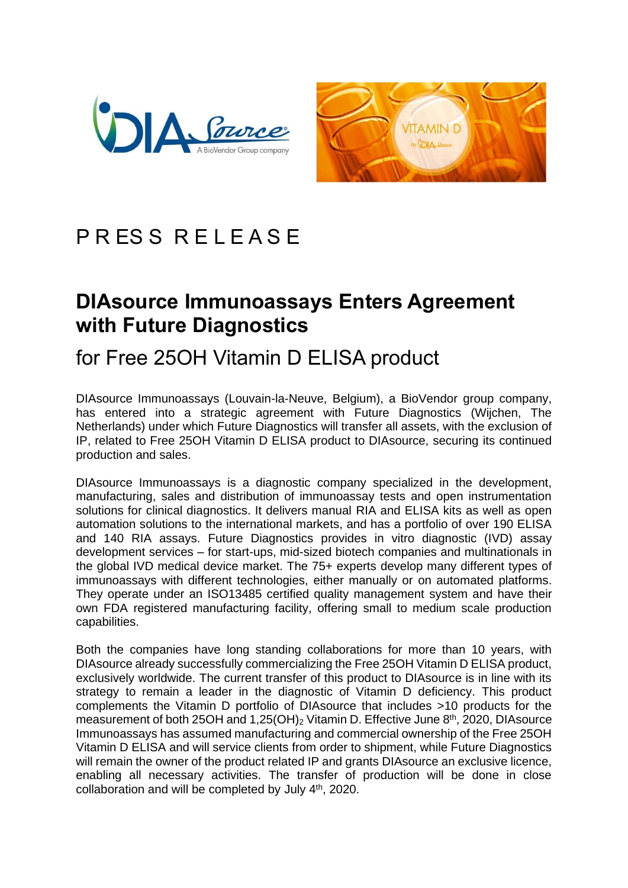# PRESS RELEASE

## DIAsource Immunoassays Enters Agreement with Future Diagnostics

### for Free 25OH Vitamin D ELISA product

DIAsource Immunoassays (Louvain-la-Neuve, Belgium), a BioVendor group company, has entered into a strategic agreement with Future Diagnostics (Wijchen, The Netherlands) under which Future Diagnostics will transfer all assets, with the exclusion of IP, related to Free 25OH Vitamin D ELISA product to DIAsource, securing its continued production and sales.

DIAsource Immunoassays is a diagnostic company specialized in the development, manufacturing, sales and distribution of immunoassay tests and open instrumentation solutions for clinical diagnostics. It delivers manual RIA and ELISA kits as well as open automation solutions to the international markets, and has a portfolio of over 190 ELISA and 140 RIA assays. Future Diagnostics provides in vitro diagnostic (IVD) assay development services – for start-ups, mid-sized biotech companies and multinationals in the global IVD medical device market. The 75+ experts develop many different types of immunoassays with different technologies, either manually or on automated platforms. They operate under an ISO13485 certified quality management system and have their own FDA registered manufacturing facility, offering small to medium scale production capabilities.

Both the companies have long standing collaborations for more than 10 years, with DIAsource already successfully commercializing the Free 25OH Vitamin D ELISA product, exclusively worldwide. The current transfer of this product to DIAsource is in line with its strategy to remain a leader in the diagnostic of Vitamin D deficiency. This product complements the Vitamin D portfolio of DIAsource that includes >10 products for the measurement of both 25OH and 1,25$(OH)_2$ Vitamin D. Effective June 8th, 2020, DIAsource Immunoassays has assumed manufacturing and commercial ownership of the Free 25OH Vitamin D ELISA and will service clients from order to shipment, while Future Diagnostics will remain the owner of the product related IP and grants DIAsource an exclusive licence, enabling all necessary activities. The transfer of production will be done in close collaboration and will be completed by July 4th, 2020.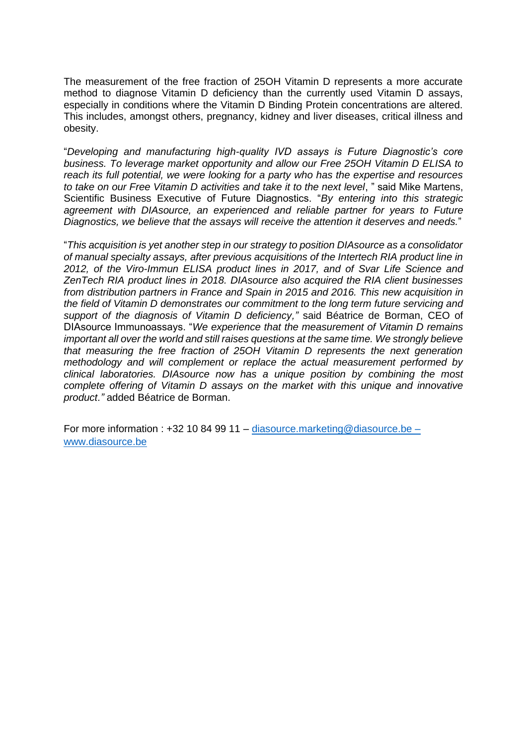The measurement of the free fraction of 25OH Vitamin D represents a more accurate method to diagnose Vitamin D deficiency than the currently used Vitamin D assays, especially in conditions where the Vitamin D Binding Protein concentrations are altered. This includes, amongst others, pregnancy, kidney and liver diseases, critical illness and obesity.

"*Developing and manufacturing high-quality IVD assays is Future Diagnostic's core business. To leverage market opportunity and allow our Free 25OH Vitamin D ELISA to reach its full potential, we were looking for a party who has the expertise and resources to take on our Free Vitamin D activities and take it to the next level*, " said Mike Martens, Scientific Business Executive of Future Diagnostics. "*By entering into this strategic agreement with DIAsource, an experienced and reliable partner for years to Future Diagnostics, we believe that the assays will receive the attention it deserves and needs.*"

"*This acquisition is yet another step in our strategy to position DIAsource as a consolidator of manual specialty assays, after previous acquisitions of the Intertech RIA product line in 2012, of the Viro-Immun ELISA product lines in 2017, and of Svar Life Science and ZenTech RIA product lines in 2018. DIAsource also acquired the RIA client businesses from distribution partners in France and Spain in 2015 and 2016. This new acquisition in the field of Vitamin D demonstrates our commitment to the long term future servicing and support of the diagnosis of Vitamin D deficiency,"* said Béatrice de Borman, CEO of DIAsource Immunoassays. "*We experience that the measurement of Vitamin D remains important all over the world and still raises questions at the same time. We strongly believe that measuring the free fraction of 25OH Vitamin D represents the next generation methodology and will complement or replace the actual measurement performed by clinical laboratories. DIAsource now has a unique position by combining the most complete offering of Vitamin D assays on the market with this unique and innovative product."* added Béatrice de Borman.

For more information : +32 10 84 99 11 – diasource.marketing@diasource.be – www.diasource.be